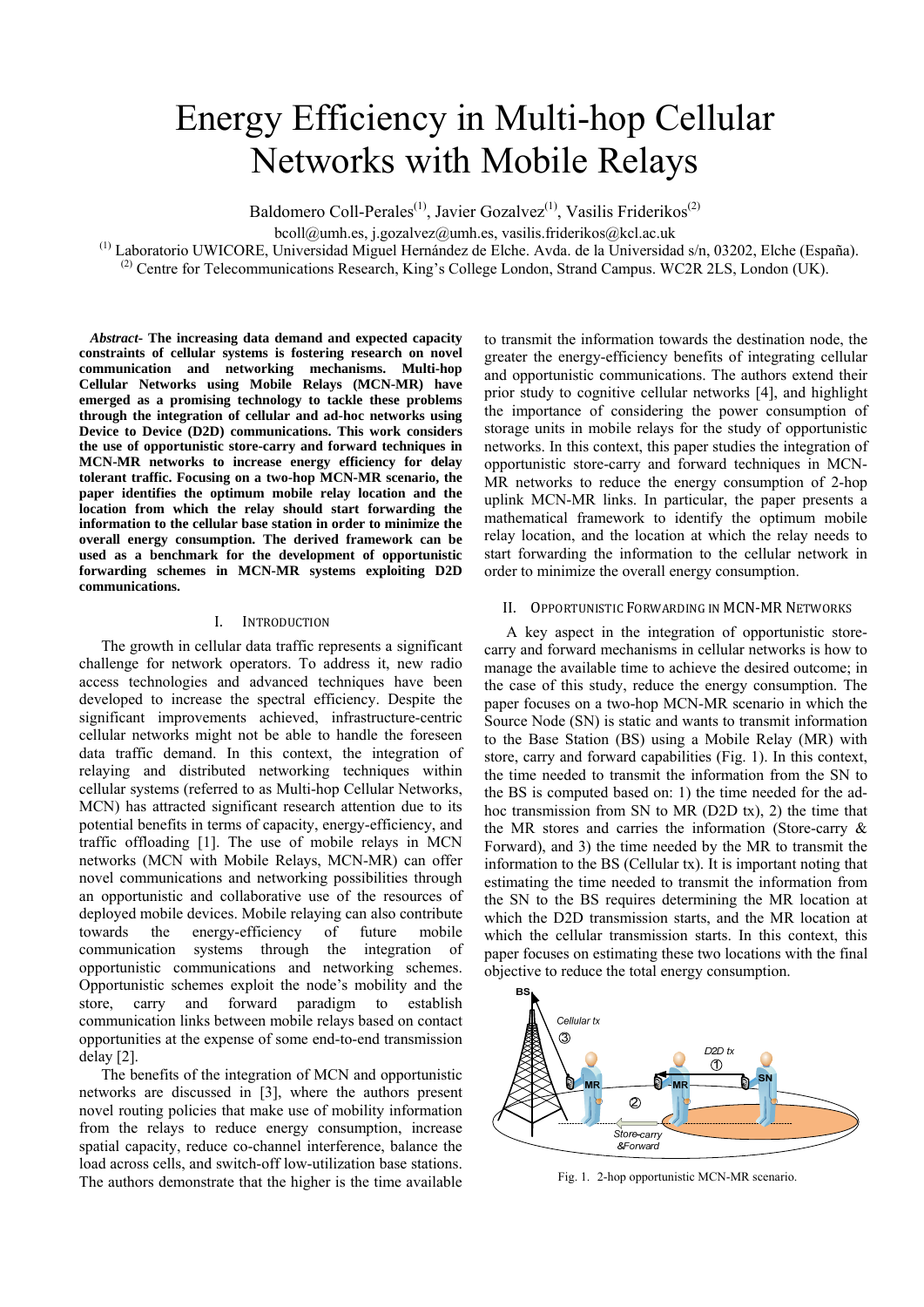# Energy Efficiency in Multi-hop Cellular Networks with Mobile Relays

Baldomero Coll-Perales[(1)], Javier Gozalvez[(1)], Vasilis Friderikos[(2)]

bcoll@umh.es, j.gozalvez@umh.es, vasilis.friderikos@kcl.ac.uk

[(1)] Laboratorio UWICORE, Universidad Miguel Hernández de Elche. Avda. de la Universidad s/n, 03202, Elche (España).

[(2)] Centre for Telecommunications Research, King's College London, Strand Campus. WC2R 2LS, London (UK).

***Abstract*- The increasing data demand and expected capacity constraints of cellular systems is fostering research on novel communication and networking mechanisms. Multi-hop Cellular Networks using Mobile Relays (MCN-MR) have emerged as a promising technology to tackle these problems through the integration of cellular and ad-hoc networks using Device to Device (D2D) communications. This work considers the use of opportunistic store-carry and forward techniques in MCN-MR networks to increase energy efficiency for delay tolerant traffic. Focusing on a two-hop MCN-MR scenario, the paper identifies the optimum mobile relay location and the location from which the relay should start forwarding the information to the cellular base station in order to minimize the overall energy consumption. The derived framework can be used as a benchmark for the development of opportunistic forwarding schemes in MCN-MR systems exploiting D2D communications.**

## I. Introduction

The growth in cellular data traffic represents a significant challenge for network operators. To address it, new radio access technologies and advanced techniques have been developed to increase the spectral efficiency. Despite the significant improvements achieved, infrastructure-centric cellular networks might not be able to handle the foreseen data traffic demand. In this context, the integration of relaying and distributed networking techniques within cellular systems (referred to as Multi-hop Cellular Networks, MCN) has attracted significant research attention due to its potential benefits in terms of capacity, energy-efficiency, and traffic offloading [1]. The use of mobile relays in MCN networks (MCN with Mobile Relays, MCN-MR) can offer novel communications and networking possibilities through an opportunistic and collaborative use of the resources of deployed mobile devices. Mobile relaying can also contribute towards the energy-efficiency of future mobile communication systems through the integration of opportunistic communications and networking schemes. Opportunistic schemes exploit the node's mobility and the store, carry and forward paradigm to establish communication links between mobile relays based on contact opportunities at the expense of some end-to-end transmission delay [2].

The benefits of the integration of MCN and opportunistic networks are discussed in [3], where the authors present novel routing policies that make use of mobility information from the relays to reduce energy consumption, increase spatial capacity, reduce co-channel interference, balance the load across cells, and switch-off low-utilization base stations. The authors demonstrate that the higher is the time available to transmit the information towards the destination node, the greater the energy-efficiency benefits of integrating cellular and opportunistic communications. The authors extend their prior study to cognitive cellular networks [4], and highlight the importance of considering the power consumption of storage units in mobile relays for the study of opportunistic networks. In this context, this paper studies the integration of opportunistic store-carry and forward techniques in MCN-MR networks to reduce the energy consumption of 2-hop uplink MCN-MR links. In particular, the paper presents a mathematical framework to identify the optimum mobile relay location, and the location at which the relay needs to start forwarding the information to the cellular network in order to minimize the overall energy consumption.

## II. Opportunistic Forwarding in MCN-MR Networks

A key aspect in the integration of opportunistic store-carry and forward mechanisms in cellular networks is how to manage the available time to achieve the desired outcome; in the case of this study, reduce the energy consumption. The paper focuses on a two-hop MCN-MR scenario in which the Source Node (SN) is static and wants to transmit information to the Base Station (BS) using a Mobile Relay (MR) with store, carry and forward capabilities (Fig. 1). In this context, the time needed to transmit the information from the SN to the BS is computed based on: 1) the time needed for the ad-hoc transmission from SN to MR (D2D tx), 2) the time that the MR stores and carries the information (Store-carry & Forward), and 3) the time needed by the MR to transmit the information to the BS (Cellular tx). It is important noting that estimating the time needed to transmit the information from the SN to the BS requires determining the MR location at which the D2D transmission starts, and the MR location at which the cellular transmission starts. In this context, this paper focuses on estimating these two locations with the final objective to reduce the total energy consumption.

Fig. 1. 2-hop opportunistic MCN-MR scenario.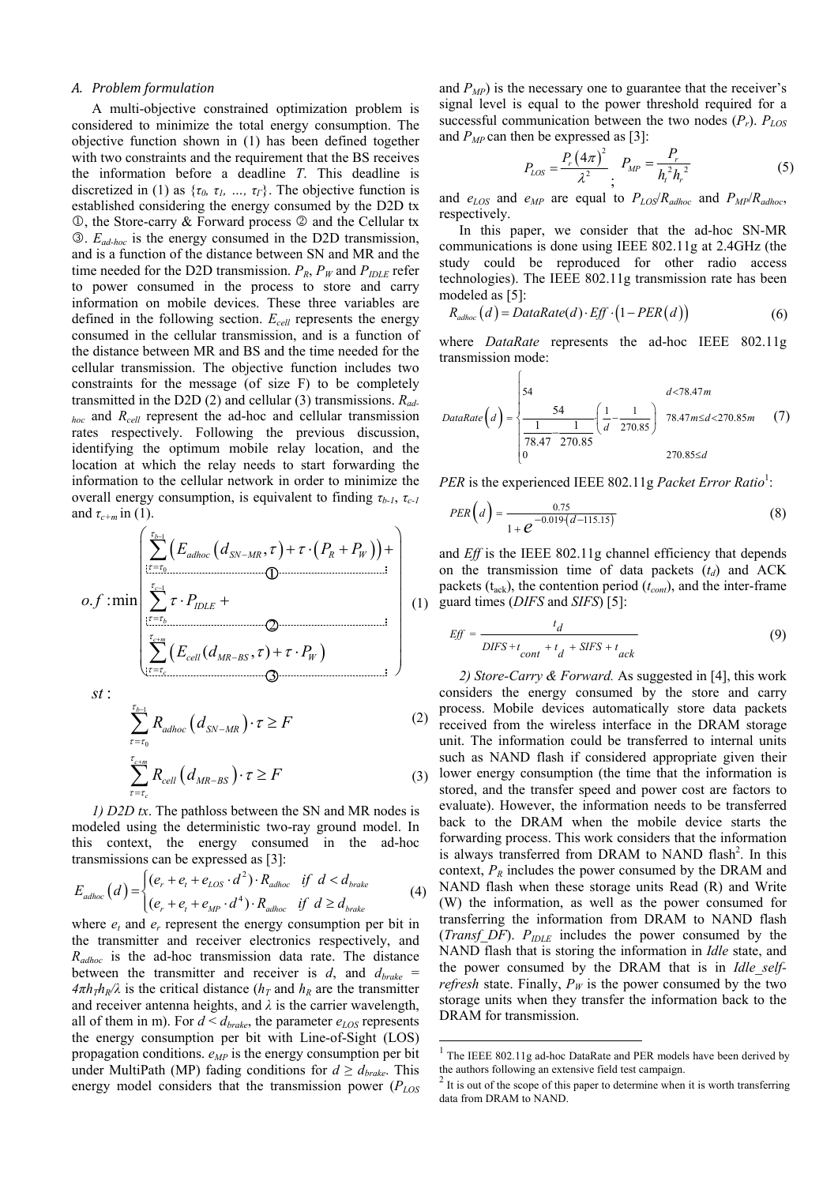### A. Problem formulation

A multi-objective constrained optimization problem is considered to minimize the total energy consumption. The objective function shown in (1) has been defined together with two constraints and the requirement that the BS receives the information before a deadline $T$. This deadline is discretized in (1) as $\{\tau_0, \tau_1, \ldots, \tau_\Gamma\}$. The objective function is established considering the energy consumed by the D2D tx ①, the Store-carry & Forward process ② and the Cellular tx ③. $E_{ad\text{-}hoc}$ is the energy consumed in the D2D transmission, and is a function of the distance between SN and MR and the time needed for the D2D transmission. $P_R$, $P_W$ and $P_{IDLE}$ refer to power consumed in the process to store and carry information on mobile devices. These three variables are defined in the following section. $E_{cell}$ represents the energy consumed in the cellular transmission, and is a function of the distance between MR and BS and the time needed for the cellular transmission. The objective function includes two constraints for the message (of size F) to be completely transmitted in the D2D (2) and cellular (3) transmissions. $R_{adhoc}$ and $R_{cell}$ represent the ad-hoc and cellular transmission rates respectively. Following the previous discussion, identifying the optimum mobile relay location, and the location at which the relay needs to start forwarding the information to the cellular network in order to minimize the overall energy consumption, is equivalent to finding $\tau_{b-1}$, $\tau_{c-1}$ and $\tau_{c+m}$ in (1).

$$o.f: \min \left( \begin{array}{l} \underbrace{\sum_{\tau=\tau_0}^{\tau_{b-1}} \left( E_{adhoc}\left(d_{SN-MR}, \tau\right) + \tau \cdot \left(P_R + P_W\right) \right)}_{①} + \\ \underbrace{\sum_{\tau=\tau_b}^{\tau_{c-1}} \tau \cdot P_{IDLE}}_{②} + \\ \underbrace{\sum_{\tau=\tau_c}^{\tau_{c+m}} \left( E_{cell}(d_{MR-BS}, \tau) + \tau \cdot P_W \right)}_{③} \end{array} \right) \quad (1)$$

$st$ :

$$\sum_{\tau=\tau_0}^{\tau_{b-1}} R_{adhoc}\left(d_{SN-MR}\right) \cdot \tau \geq F \quad (2)$$

$$\sum_{\tau=\tau_c}^{\tau_{c+m}} R_{cell}\left(d_{MR-BS}\right) \cdot \tau \geq F \quad (3)$$

*1) D2D tx*. The pathloss between the SN and MR nodes is modeled using the deterministic two-ray ground model. In this context, the energy consumed in the ad-hoc transmissions can be expressed as [3]:

$$E_{adhoc}\left(d\right) = \begin{cases} (e_r + e_t + e_{LOS} \cdot d^2) \cdot R_{adhoc} & if \ \ d < d_{brake} \\ (e_r + e_t + e_{MP} \cdot d^4) \cdot R_{adhoc} & if \ \ d \geq d_{brake} \end{cases} \quad (4)$$

where $e_t$ and $e_r$ represent the energy consumption per bit in the transmitter and receiver electronics respectively, and $R_{adhoc}$ is the ad-hoc transmission data rate. The distance between the transmitter and receiver is $d$, and $d_{brake} = 4\pi h_T h_R/\lambda$ is the critical distance ($h_T$ and $h_R$ are the transmitter and receiver antenna heights, and $\lambda$ is the carrier wavelength, all of them in m). For $d < d_{brake}$, the parameter $e_{LOS}$ represents the energy consumption per bit with Line-of-Sight (LOS) propagation conditions. $e_{MP}$ is the energy consumption per bit under MultiPath (MP) fading conditions for $d \geq d_{brake}$. This energy model considers that the transmission power ($P_{LOS}$ and $P_{MP}$) is the necessary one to guarantee that the receiver's signal level is equal to the power threshold required for a successful communication between the two nodes ($P_r$). $P_{LOS}$ and $P_{MP}$ can then be expressed as [3]:

$$P_{LOS} = \frac{P_r\left(4\pi\right)^2}{\lambda^2}; \quad P_{MP} = \frac{P_r}{h_t^2 h_r^2} \quad (5)$$

and $e_{LOS}$ and $e_{MP}$ are equal to $P_{LOS}/R_{adhoc}$ and $P_{MP}/R_{adhoc}$, respectively.

In this paper, we consider that the ad-hoc SN-MR communications is done using IEEE 802.11g at 2.4GHz (the study could be reproduced for other radio access technologies). The IEEE 802.11g transmission rate has been modeled as [5]:

$$R_{adhoc}\left(d\right) = DataRate(d) \cdot Eff \cdot \left(1 - PER\left(d\right)\right) \quad (6)$$

where *DataRate* represents the ad-hoc IEEE 802.11g transmission mode:

$$DataRate\left(d\right) = \begin{cases} 54 & d < 78.47m \\ \dfrac{54}{\dfrac{1}{78.47} - \dfrac{1}{270.85}} \left( \dfrac{1}{d} - \dfrac{1}{270.85} \right) & 78.47m \leq d < 270.85m \\ 0 & 270.85 \leq d \end{cases} \quad (7)$$

*PER* is the experienced IEEE 802.11g *Packet Error Ratio*[1]:

$$PER\left(d\right) = \frac{0.75}{1 + e^{-0.019 \cdot \left(d - 115.15\right)}} \quad (8)$$

and *Eff* is the IEEE 802.11g channel efficiency that depends on the transmission time of data packets ($t_d$) and ACK packets ($t_{ack}$), the contention period ($t_{cont}$), and the inter-frame guard times (*DIFS* and *SIFS*) [5]:

$$Eff = \frac{t_d}{DIFS + t_{cont} + t_d + SIFS + t_{ack}} \quad (9)$$

*2) Store-Carry & Forward.* As suggested in [4], this work considers the energy consumed by the store and carry process. Mobile devices automatically store data packets received from the wireless interface in the DRAM storage unit. The information could be transferred to internal units such as NAND flash if considered appropriate given their lower energy consumption (the time that the information is stored, and the transfer speed and power cost are factors to evaluate). However, the information needs to be transferred back to the DRAM when the mobile device starts the forwarding process. This work considers that the information is always transferred from DRAM to NAND flash[2]. In this context, $P_R$ includes the power consumed by the DRAM and NAND flash when these storage units Read (R) and Write (W) the information, as well as the power consumed for transferring the information from DRAM to NAND flash (*Transf_DF*). $P_{IDLE}$ includes the power consumed by the NAND flash that is storing the information in *Idle* state, and the power consumed by the DRAM that is in *Idle_self-refresh* state. Finally, $P_W$ is the power consumed by the two storage units when they transfer the information back to the DRAM for transmission.

---

[1] The IEEE 802.11g ad-hoc DataRate and PER models have been derived by the authors following an extensive field test campaign.

[2] It is out of the scope of this paper to determine when it is worth transferring data from DRAM to NAND.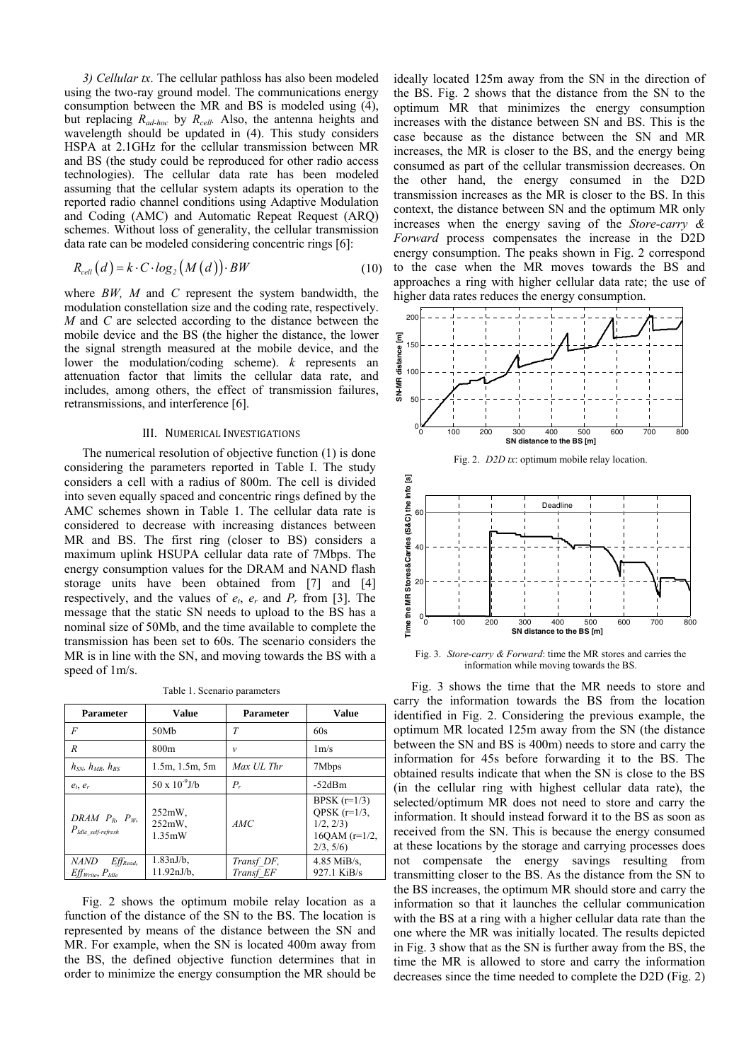*3) Cellular tx*. The cellular pathloss has also been modeled using the two-ray ground model. The communications energy consumption between the MR and BS is modeled using (4), but replacing $R_{ad\text{-}hoc}$ by $R_{cell}$. Also, the antenna heights and wavelength should be updated in (4). This study considers HSPA at 2.1GHz for the cellular transmission between MR and BS (the study could be reproduced for other radio access technologies). The cellular data rate has been modeled assuming that the cellular system adapts its operation to the reported radio channel conditions using Adaptive Modulation and Coding (AMC) and Automatic Repeat Request (ARQ) schemes. Without loss of generality, the cellular transmission data rate can be modeled considering concentric rings [6]:

$$R_{cell}(d) = k \cdot C \cdot \log_2\left(M(d)\right) \cdot BW \tag{10}$$

where $BW$, $M$ and $C$ represent the system bandwidth, the modulation constellation size and the coding rate, respectively. $M$ and $C$ are selected according to the distance between the mobile device and the BS (the higher the distance, the lower the signal strength measured at the mobile device, and the lower the modulation/coding scheme). $k$ represents an attenuation factor that limits the cellular data rate, and includes, among others, the effect of transmission failures, retransmissions, and interference [6].

## III. Numerical Investigations

The numerical resolution of objective function (1) is done considering the parameters reported in Table I. The study considers a cell with a radius of 800m. The cell is divided into seven equally spaced and concentric rings defined by the AMC schemes shown in Table 1. The cellular data rate is considered to decrease with increasing distances between MR and BS. The first ring (closer to BS) considers a maximum uplink HSUPA cellular data rate of 7Mbps. The energy consumption values for the DRAM and NAND flash storage units have been obtained from [7] and [4] respectively, and the values of $e_t$, $e_r$ and $P_r$ from [3]. The message that the static SN needs to upload to the BS has a nominal size of 50Mb, and the time available to complete the transmission has been set to 60s. The scenario considers the MR is in line with the SN, and moving towards the BS with a speed of 1m/s.

Table 1. Scenario parameters

| Parameter | Value | Parameter | Value |
|---|---|---|---|
| $F$ | 50Mb | $T$ | 60s |
| $R$ | 800m | $v$ | 1m/s |
| $h_{SN}$, $h_{MR}$, $h_{BS}$ | 1.5m, 1.5m, 5m | *Max UL Thr* | 7Mbps |
| $e_t$, $e_r$ | $50 \times 10^{-9}$J/b | $P_r$ | -52dBm |
| *DRAM* $P_R$, $P_W$, $P_{Idle\_self\text{-}refresh}$ | 252mW, 252mW, 1.35mW | *AMC* | BPSK (r=1/3) QPSK (r=1/3, 1/2, 2/3) 16QAM (r=1/2, 2/3, 5/6) |
| *NAND* $Eff_{Read}$, $Eff_{Write}$, $P_{Idle}$ | 1.83nJ/b, 11.92nJ/b, | *Transf\_DF*, *Transf\_EF* | 4.85 MiB/s, 927.1 KiB/s |

Fig. 2 shows the optimum mobile relay location as a function of the distance of the SN to the BS. The location is represented by means of the distance between the SN and MR. For example, when the SN is located 400m away from the BS, the defined objective function determines that in order to minimize the energy consumption the MR should be ideally located 125m away from the SN in the direction of the BS. Fig. 2 shows that the distance from the SN to the optimum MR that minimizes the energy consumption increases with the distance between SN and BS. This is the case because as the distance between the SN and MR increases, the MR is closer to the BS, and the energy being consumed as part of the cellular transmission decreases. On the other hand, the energy consumed in the D2D transmission increases as the MR is closer to the BS. In this context, the distance between SN and the optimum MR only increases when the energy saving of the *Store-carry & Forward* process compensates the increase in the D2D energy consumption. The peaks shown in Fig. 2 correspond to the case when the MR moves towards the BS and approaches a ring with higher cellular data rate; the use of higher data rates reduces the energy consumption.

Fig. 2. *D2D tx*: optimum mobile relay location.

Fig. 3. *Store-carry & Forward*: time the MR stores and carries the information while moving towards the BS.

Fig. 3 shows the time that the MR needs to store and carry the information towards the BS from the location identified in Fig. 2. Considering the previous example, the optimum MR located 125m away from the SN (the distance between the SN and BS is 400m) needs to store and carry the information for 45s before forwarding it to the BS. The obtained results indicate that when the SN is close to the BS (in the cellular ring with highest cellular data rate), the selected/optimum MR does not need to store and carry the information. It should instead forward it to the BS as soon as received from the SN. This is because the energy consumed at these locations by the storage and carrying processes does not compensate the energy savings resulting from transmitting closer to the BS. As the distance from the SN to the BS increases, the optimum MR should store and carry the information so that it launches the cellular communication with the BS at a ring with a higher cellular data rate than the one where the MR was initially located. The results depicted in Fig. 3 show that as the SN is further away from the BS, the time the MR is allowed to store and carry the information decreases since the time needed to complete the D2D (Fig. 2)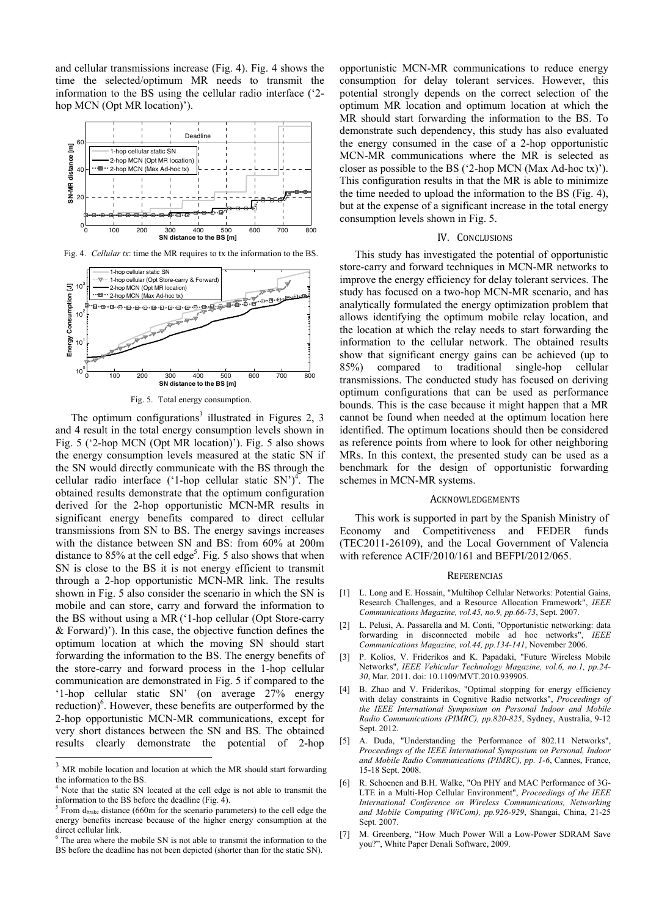and cellular transmissions increase (Fig. 4). Fig. 4 shows the time the selected/optimum MR needs to transmit the information to the BS using the cellular radio interface ('2-hop MCN (Opt MR location)').

Deadline

1-hop cellular static SN

2-hop MCN (Opt MR location)

2-hop MCN (Max Ad-hoc tx)

SN-MR distance [m]

0

20

40

60

0 100 200 300 400 500 600 700 800

SN distance to the BS [m]

Fig. 4. *Cellular tx*: time the MR requires to tx the information to the BS.

1-hop cellular static SN

1-hop cellular (Opt Store-carry & Forward)

2-hop MCN (Opt MR location)

2-hop MCN (Max Ad-hoc tx)

Energy Consumption [J]

$10^0$

$10^1$

$10^2$

$10^3$

0 100 200 300 400 500 600 700 800

SN distance to the BS [m]

Fig. 5. Total energy consumption.

The optimum configurations[3] illustrated in Figures 2, 3 and 4 result in the total energy consumption levels shown in Fig. 5 ('2-hop MCN (Opt MR location)'). Fig. 5 also shows the energy consumption levels measured at the static SN if the SN would directly communicate with the BS through the cellular radio interface ('1-hop cellular static SN')[4]. The obtained results demonstrate that the optimum configuration derived for the 2-hop opportunistic MCN-MR results in significant energy benefits compared to direct cellular transmissions from SN to BS. The energy savings increases with the distance between SN and BS: from 60% at 200m distance to 85% at the cell edge[5]. Fig. 5 also shows that when SN is close to the BS it is not energy efficient to transmit through a 2-hop opportunistic MCN-MR link. The results shown in Fig. 5 also consider the scenario in which the SN is mobile and can store, carry and forward the information to the BS without using a MR ('1-hop cellular (Opt Store-carry & Forward)'). In this case, the objective function defines the optimum location at which the moving SN should start forwarding the information to the BS. The energy benefits of the store-carry and forward process in the 1-hop cellular communication are demonstrated in Fig. 5 if compared to the '1-hop cellular static SN' (on average 27% energy reduction)[6]. However, these benefits are outperformed by the 2-hop opportunistic MCN-MR communications, except for very short distances between the SN and BS. The obtained results clearly demonstrate the potential of 2-hop opportunistic MCN-MR communications to reduce energy consumption for delay tolerant services. However, this potential strongly depends on the correct selection of the optimum MR location and optimum location at which the MR should start forwarding the information to the BS. To demonstrate such dependency, this study has also evaluated the energy consumed in the case of a 2-hop opportunistic MCN-MR communications where the MR is selected as closer as possible to the BS ('2-hop MCN (Max Ad-hoc tx)'). This configuration results in that the MR is able to minimize the time needed to upload the information to the BS (Fig. 4), but at the expense of a significant increase in the total energy consumption levels shown in Fig. 5.

[3] MR mobile location and location at which the MR should start forwarding the information to the BS.

[4] Note that the static SN located at the cell edge is not able to transmit the information to the BS before the deadline (Fig. 4).

[5] From $d_{brake}$ distance (660m for the scenario parameters) to the cell edge the energy benefits increase because of the higher energy consumption at the direct cellular link.

[6] The area where the mobile SN is not able to transmit the information to the BS before the deadline has not been depicted (shorter than for the static SN).

## IV. CONCLUSIONS

This study has investigated the potential of opportunistic store-carry and forward techniques in MCN-MR networks to improve the energy efficiency for delay tolerant services. The study has focused on a two-hop MCN-MR scenario, and has analytically formulated the energy optimization problem that allows identifying the optimum mobile relay location, and the location at which the relay needs to start forwarding the information to the cellular network. The obtained results show that significant energy gains can be achieved (up to 85%) compared to traditional single-hop cellular transmissions. The conducted study has focused on deriving optimum configurations that can be used as performance bounds. This is the case because it might happen that a MR cannot be found when needed at the optimum location here identified. The optimum locations should then be considered as reference points from where to look for other neighboring MRs. In this context, the presented study can be used as a benchmark for the design of opportunistic forwarding schemes in MCN-MR systems.

## ACKNOWLEDGEMENTS

This work is supported in part by the Spanish Ministry of Economy and Competitiveness and FEDER funds (TEC2011-26109), and the Local Government of Valencia with reference ACIF/2010/161 and BEFPI/2012/065.

## REFERENCIAS

[1] L. Long and E. Hossain, "Multihop Cellular Networks: Potential Gains, Research Challenges, and a Resource Allocation Framework", *IEEE Communications Magazine, vol.45, no.9, pp.66-73*, Sept. 2007.

[2] L. Pelusi, A. Passarella and M. Conti, "Opportunistic networking: data forwarding in disconnected mobile ad hoc networks", *IEEE Communications Magazine, vol.44, pp.134-141*, November 2006.

[3] P. Kolios, V. Friderikos and K. Papadaki, "Future Wireless Mobile Networks", *IEEE Vehicular Technology Magazine, vol.6, no.1, pp.24-30*, Mar. 2011. doi: 10.1109/MVT.2010.939905.

[4] B. Zhao and V. Friderikos, "Optimal stopping for energy efficiency with delay constraints in Cognitive Radio networks", *Proceedings of the IEEE International Symposium on Personal Indoor and Mobile Radio Communications (PIMRC), pp.820-825*, Sydney, Australia, 9-12 Sept. 2012.

[5] A. Duda, "Understanding the Performance of 802.11 Networks", *Proceedings of the IEEE International Symposium on Personal, Indoor and Mobile Radio Communications (PIMRC), pp. 1-6*, Cannes, France, 15-18 Sept. 2008.

[6] R. Schoenen and B.H. Walke, "On PHY and MAC Performance of 3G-LTE in a Multi-Hop Cellular Environment", *Proceedings of the IEEE International Conference on Wireless Communications, Networking and Mobile Computing (WiCom), pp.926-929*, Shangai, China, 21-25 Sept. 2007.

[7] M. Greenberg, "How Much Power Will a Low-Power SDRAM Save you?", White Paper Denali Software, 2009.